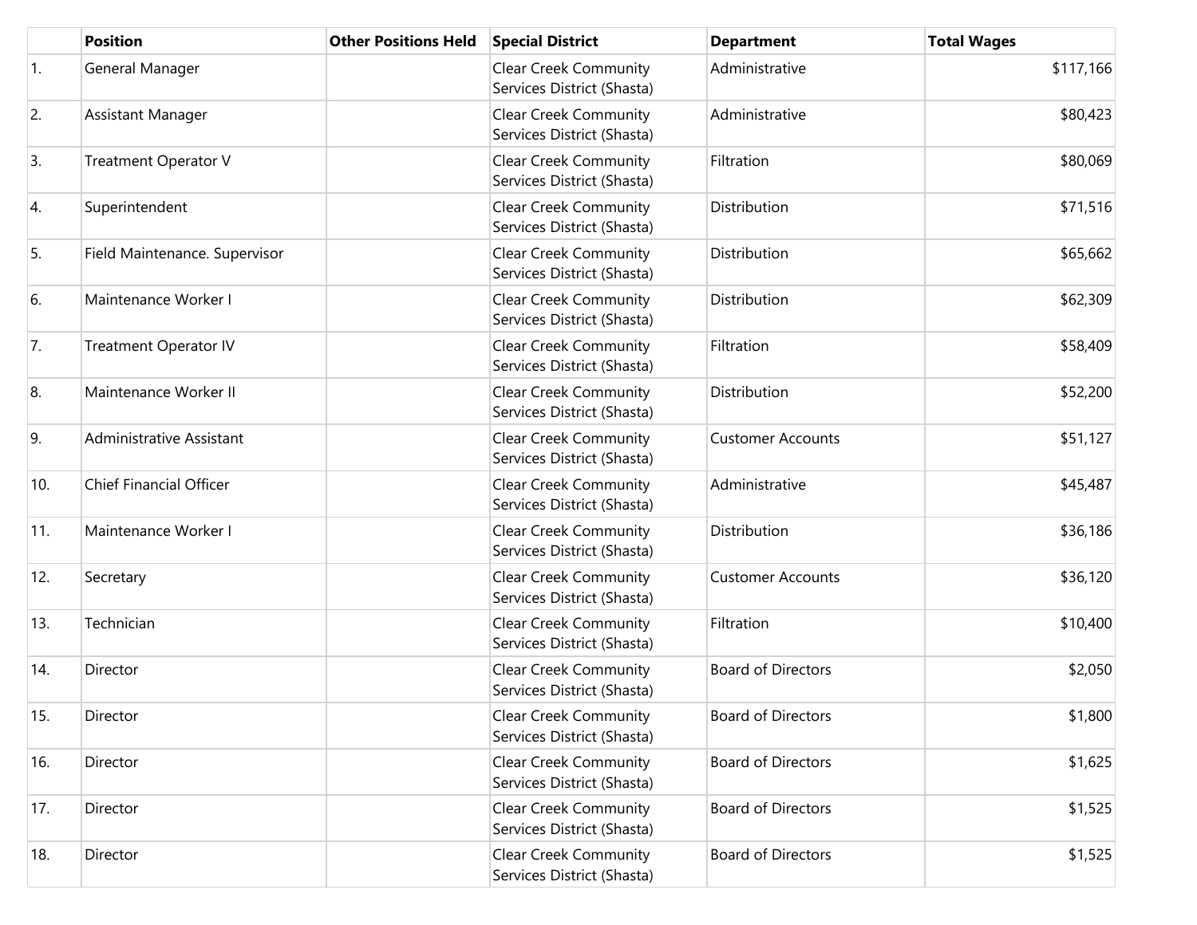| | Position | Other Positions Held | Special District | Department | Total Wages |
|---|---|---|---|---|---|
| 1. | General Manager | | Clear Creek Community Services District (Shasta) | Administrative | $117,166 |
| 2. | Assistant Manager | | Clear Creek Community Services District (Shasta) | Administrative | $80,423 |
| 3. | Treatment Operator V | | Clear Creek Community Services District (Shasta) | Filtration | $80,069 |
| 4. | Superintendent | | Clear Creek Community Services District (Shasta) | Distribution | $71,516 |
| 5. | Field Maintenance. Supervisor | | Clear Creek Community Services District (Shasta) | Distribution | $65,662 |
| 6. | Maintenance Worker I | | Clear Creek Community Services District (Shasta) | Distribution | $62,309 |
| 7. | Treatment Operator IV | | Clear Creek Community Services District (Shasta) | Filtration | $58,409 |
| 8. | Maintenance Worker II | | Clear Creek Community Services District (Shasta) | Distribution | $52,200 |
| 9. | Administrative Assistant | | Clear Creek Community Services District (Shasta) | Customer Accounts | $51,127 |
| 10. | Chief Financial Officer | | Clear Creek Community Services District (Shasta) | Administrative | $45,487 |
| 11. | Maintenance Worker I | | Clear Creek Community Services District (Shasta) | Distribution | $36,186 |
| 12. | Secretary | | Clear Creek Community Services District (Shasta) | Customer Accounts | $36,120 |
| 13. | Technician | | Clear Creek Community Services District (Shasta) | Filtration | $10,400 |
| 14. | Director | | Clear Creek Community Services District (Shasta) | Board of Directors | $2,050 |
| 15. | Director | | Clear Creek Community Services District (Shasta) | Board of Directors | $1,800 |
| 16. | Director | | Clear Creek Community Services District (Shasta) | Board of Directors | $1,625 |
| 17. | Director | | Clear Creek Community Services District (Shasta) | Board of Directors | $1,525 |
| 18. | Director | | Clear Creek Community Services District (Shasta) | Board of Directors | $1,525 |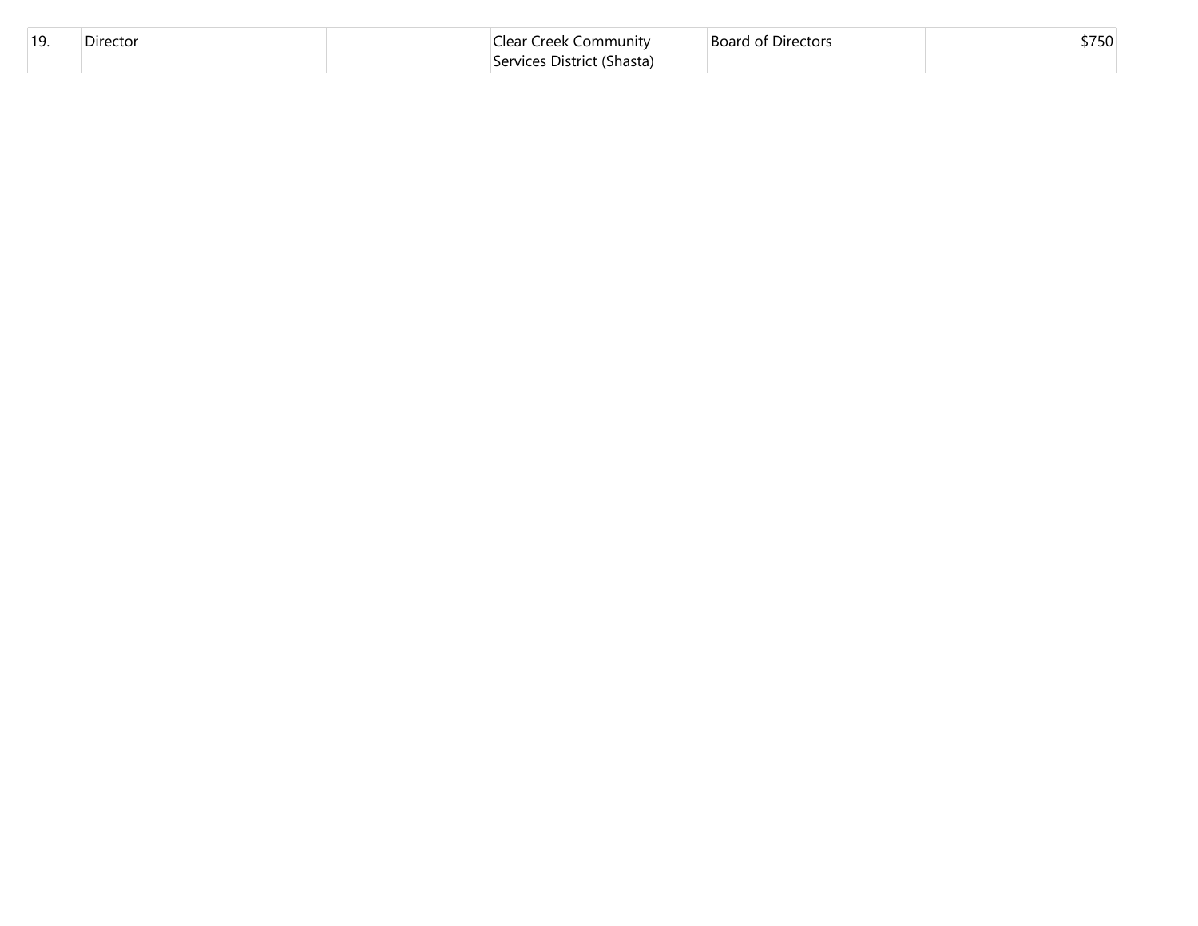| | | | | | |
|---|---|---|---|---|---|
| 19. | Director | | Clear Creek Community Services District (Shasta) | Board of Directors | $750 |